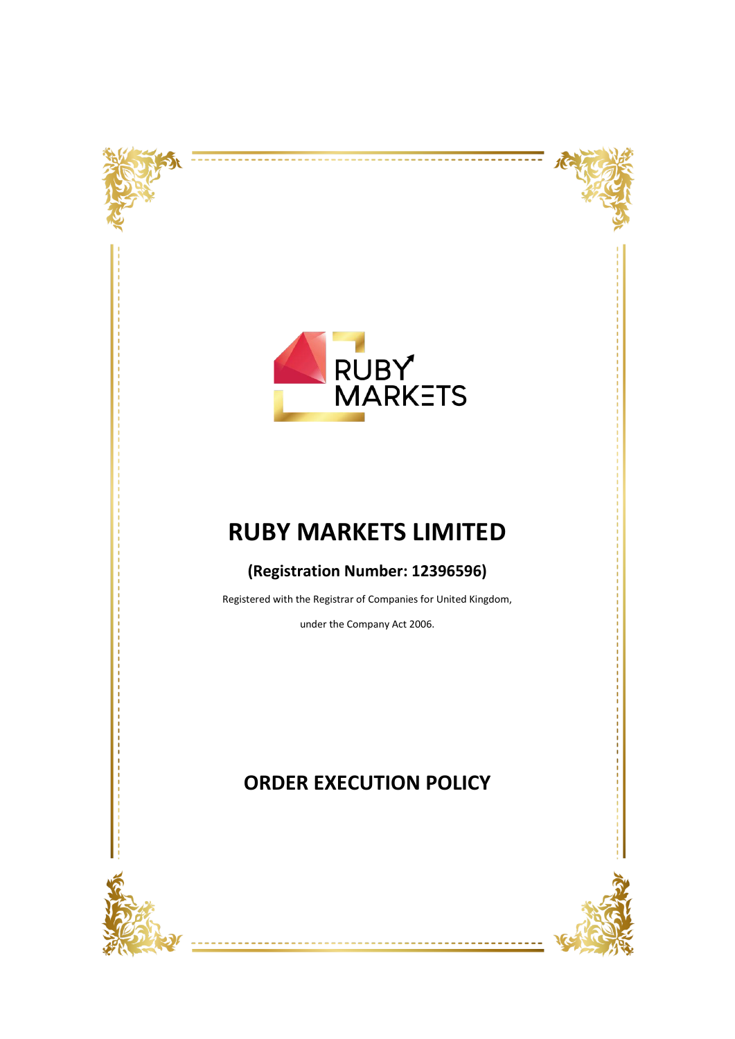# RUBY MARKETS LIMITED

**(Registration Number: 12396596)**

Registered with the Registrar of Companies for United Kingdom,

under the Company Act 2006.

# ORDER EXECUTION POLICY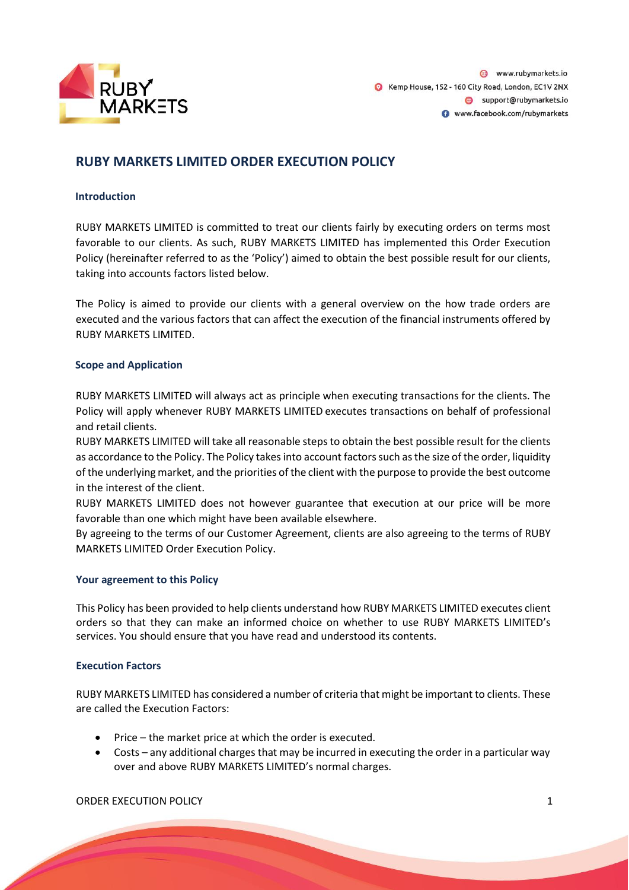# RUBY MARKETS LIMITED ORDER EXECUTION POLICY

## Introduction

RUBY MARKETS LIMITED is committed to treat our clients fairly by executing orders on terms most favorable to our clients. As such, RUBY MARKETS LIMITED has implemented this Order Execution Policy (hereinafter referred to as the 'Policy') aimed to obtain the best possible result for our clients, taking into accounts factors listed below.

The Policy is aimed to provide our clients with a general overview on the how trade orders are executed and the various factors that can affect the execution of the financial instruments offered by RUBY MARKETS LIMITED.

## Scope and Application

RUBY MARKETS LIMITED will always act as principle when executing transactions for the clients. The Policy will apply whenever RUBY MARKETS LIMITED executes transactions on behalf of professional and retail clients.

RUBY MARKETS LIMITED will take all reasonable steps to obtain the best possible result for the clients as accordance to the Policy. The Policy takes into account factors such as the size of the order, liquidity of the underlying market, and the priorities of the client with the purpose to provide the best outcome in the interest of the client.

RUBY MARKETS LIMITED does not however guarantee that execution at our price will be more favorable than one which might have been available elsewhere.

By agreeing to the terms of our Customer Agreement, clients are also agreeing to the terms of RUBY MARKETS LIMITED Order Execution Policy.

## Your agreement to this Policy

This Policy has been provided to help clients understand how RUBY MARKETS LIMITED executes client orders so that they can make an informed choice on whether to use RUBY MARKETS LIMITED's services. You should ensure that you have read and understood its contents.

## Execution Factors

RUBY MARKETS LIMITED has considered a number of criteria that might be important to clients. These are called the Execution Factors:

- Price – the market price at which the order is executed.
- Costs – any additional charges that may be incurred in executing the order in a particular way over and above RUBY MARKETS LIMITED's normal charges.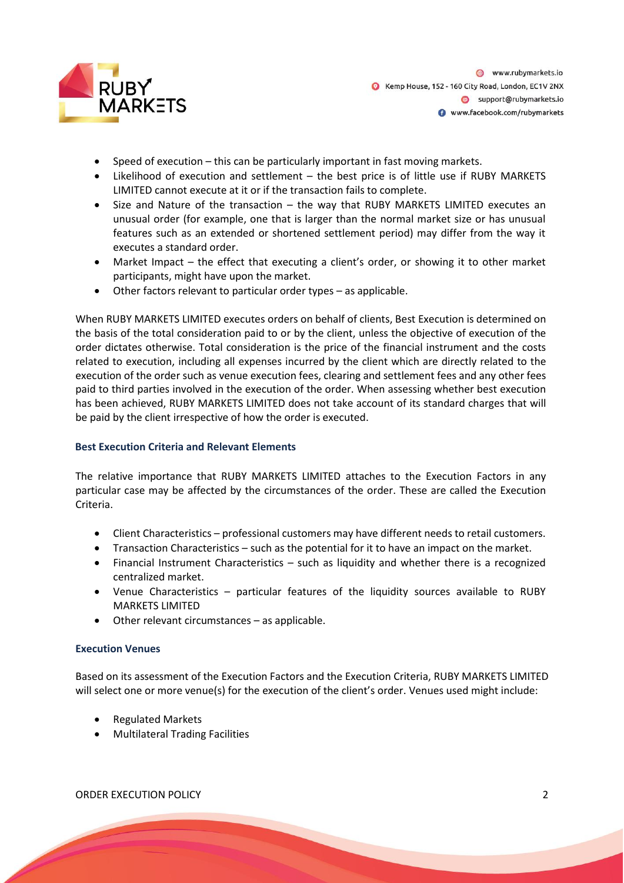- Speed of execution – this can be particularly important in fast moving markets.
- Likelihood of execution and settlement – the best price is of little use if RUBY MARKETS LIMITED cannot execute at it or if the transaction fails to complete.
- Size and Nature of the transaction – the way that RUBY MARKETS LIMITED executes an unusual order (for example, one that is larger than the normal market size or has unusual features such as an extended or shortened settlement period) may differ from the way it executes a standard order.
- Market Impact – the effect that executing a client's order, or showing it to other market participants, might have upon the market.
- Other factors relevant to particular order types – as applicable.

When RUBY MARKETS LIMITED executes orders on behalf of clients, Best Execution is determined on the basis of the total consideration paid to or by the client, unless the objective of execution of the order dictates otherwise. Total consideration is the price of the financial instrument and the costs related to execution, including all expenses incurred by the client which are directly related to the execution of the order such as venue execution fees, clearing and settlement fees and any other fees paid to third parties involved in the execution of the order. When assessing whether best execution has been achieved, RUBY MARKETS LIMITED does not take account of its standard charges that will be paid by the client irrespective of how the order is executed.

### Best Execution Criteria and Relevant Elements

The relative importance that RUBY MARKETS LIMITED attaches to the Execution Factors in any particular case may be affected by the circumstances of the order. These are called the Execution Criteria.

- Client Characteristics – professional customers may have different needs to retail customers.
- Transaction Characteristics – such as the potential for it to have an impact on the market.
- Financial Instrument Characteristics – such as liquidity and whether there is a recognized centralized market.
- Venue Characteristics – particular features of the liquidity sources available to RUBY MARKETS LIMITED
- Other relevant circumstances – as applicable.

### Execution Venues

Based on its assessment of the Execution Factors and the Execution Criteria, RUBY MARKETS LIMITED will select one or more venue(s) for the execution of the client's order. Venues used might include:

- Regulated Markets
- Multilateral Trading Facilities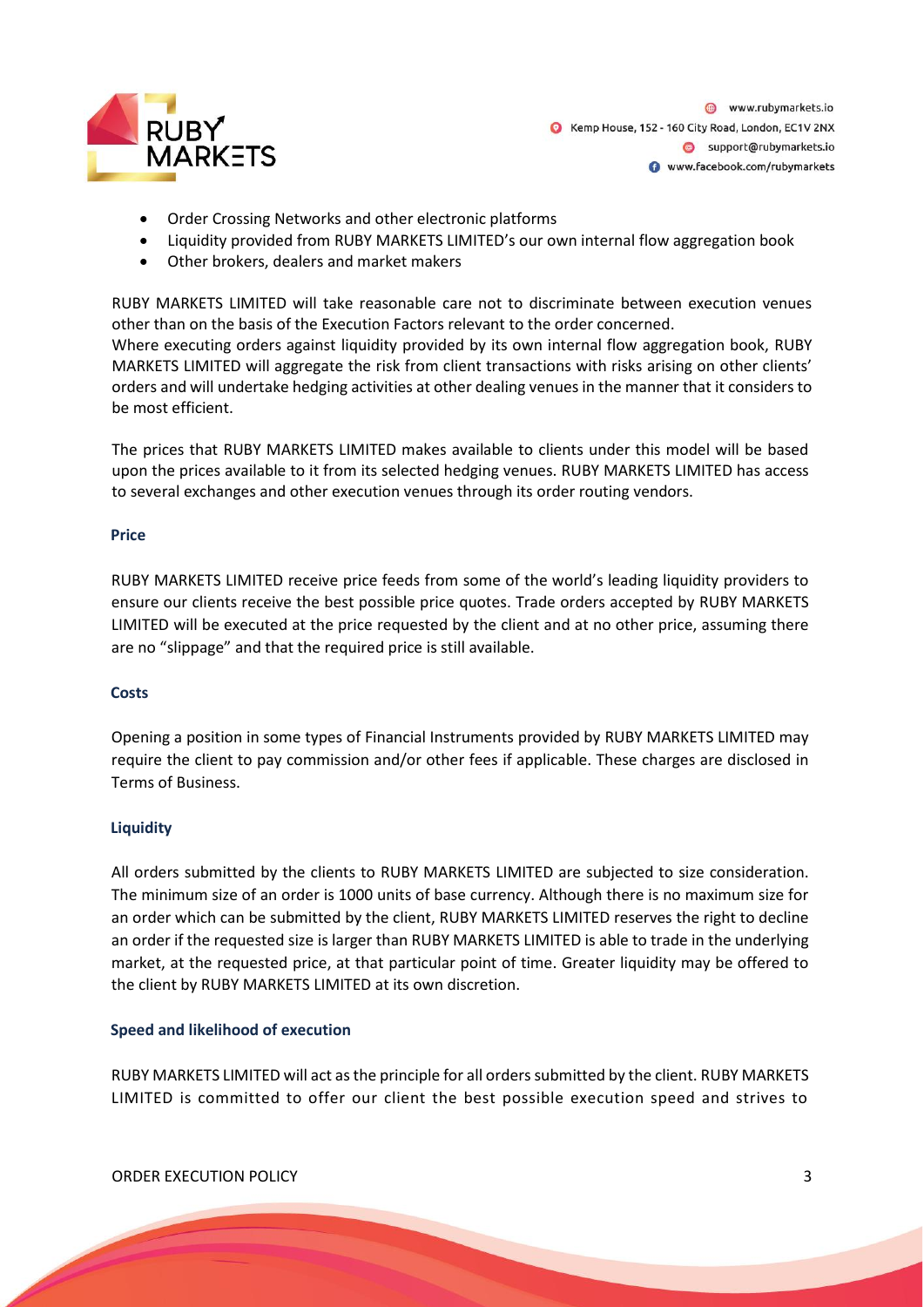- Order Crossing Networks and other electronic platforms
- Liquidity provided from RUBY MARKETS LIMITED's our own internal flow aggregation book
- Other brokers, dealers and market makers

RUBY MARKETS LIMITED will take reasonable care not to discriminate between execution venues other than on the basis of the Execution Factors relevant to the order concerned.
Where executing orders against liquidity provided by its own internal flow aggregation book, RUBY MARKETS LIMITED will aggregate the risk from client transactions with risks arising on other clients' orders and will undertake hedging activities at other dealing venues in the manner that it considers to be most efficient.

The prices that RUBY MARKETS LIMITED makes available to clients under this model will be based upon the prices available to it from its selected hedging venues. RUBY MARKETS LIMITED has access to several exchanges and other execution venues through its order routing vendors.

### Price

RUBY MARKETS LIMITED receive price feeds from some of the world's leading liquidity providers to ensure our clients receive the best possible price quotes. Trade orders accepted by RUBY MARKETS LIMITED will be executed at the price requested by the client and at no other price, assuming there are no "slippage" and that the required price is still available.

### Costs

Opening a position in some types of Financial Instruments provided by RUBY MARKETS LIMITED may require the client to pay commission and/or other fees if applicable. These charges are disclosed in Terms of Business.

### Liquidity

All orders submitted by the clients to RUBY MARKETS LIMITED are subjected to size consideration. The minimum size of an order is 1000 units of base currency. Although there is no maximum size for an order which can be submitted by the client, RUBY MARKETS LIMITED reserves the right to decline an order if the requested size is larger than RUBY MARKETS LIMITED is able to trade in the underlying market, at the requested price, at that particular point of time. Greater liquidity may be offered to the client by RUBY MARKETS LIMITED at its own discretion.

### Speed and likelihood of execution

RUBY MARKETS LIMITED will act as the principle for all orders submitted by the client. RUBY MARKETS LIMITED is committed to offer our client the best possible execution speed and strives to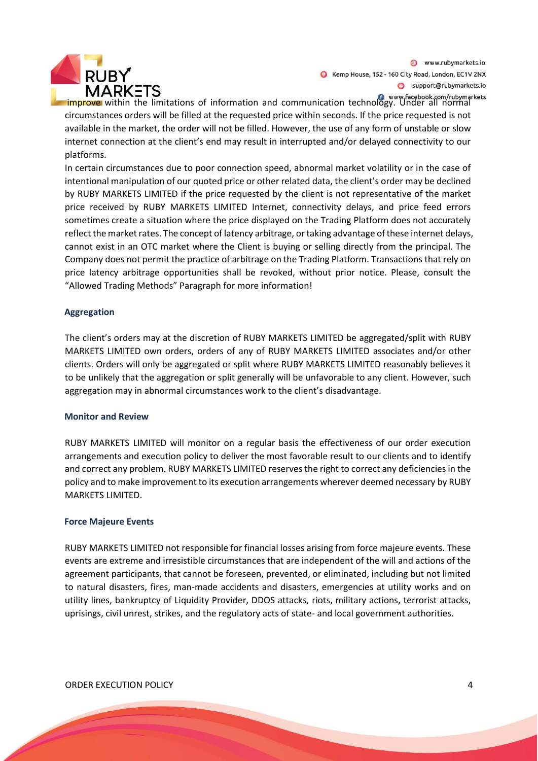improve within the limitations of information and communication technology. Under all normal circumstances orders will be filled at the requested price within seconds. If the price requested is not available in the market, the order will not be filled. However, the use of any form of unstable or slow internet connection at the client's end may result in interrupted and/or delayed connectivity to our platforms.

In certain circumstances due to poor connection speed, abnormal market volatility or in the case of intentional manipulation of our quoted price or other related data, the client's order may be declined by RUBY MARKETS LIMITED if the price requested by the client is not representative of the market price received by RUBY MARKETS LIMITED Internet, connectivity delays, and price feed errors sometimes create a situation where the price displayed on the Trading Platform does not accurately reflect the market rates. The concept of latency arbitrage, or taking advantage of these internet delays, cannot exist in an OTC market where the Client is buying or selling directly from the principal. The Company does not permit the practice of arbitrage on the Trading Platform. Transactions that rely on price latency arbitrage opportunities shall be revoked, without prior notice. Please, consult the "Allowed Trading Methods" Paragraph for more information!

### Aggregation

The client's orders may at the discretion of RUBY MARKETS LIMITED be aggregated/split with RUBY MARKETS LIMITED own orders, orders of any of RUBY MARKETS LIMITED associates and/or other clients. Orders will only be aggregated or split where RUBY MARKETS LIMITED reasonably believes it to be unlikely that the aggregation or split generally will be unfavorable to any client. However, such aggregation may in abnormal circumstances work to the client's disadvantage.

### Monitor and Review

RUBY MARKETS LIMITED will monitor on a regular basis the effectiveness of our order execution arrangements and execution policy to deliver the most favorable result to our clients and to identify and correct any problem. RUBY MARKETS LIMITED reserves the right to correct any deficiencies in the policy and to make improvement to its execution arrangements wherever deemed necessary by RUBY MARKETS LIMITED.

### Force Majeure Events

RUBY MARKETS LIMITED not responsible for financial losses arising from force majeure events. These events are extreme and irresistible circumstances that are independent of the will and actions of the agreement participants, that cannot be foreseen, prevented, or eliminated, including but not limited to natural disasters, fires, man-made accidents and disasters, emergencies at utility works and on utility lines, bankruptcy of Liquidity Provider, DDOS attacks, riots, military actions, terrorist attacks, uprisings, civil unrest, strikes, and the regulatory acts of state- and local government authorities.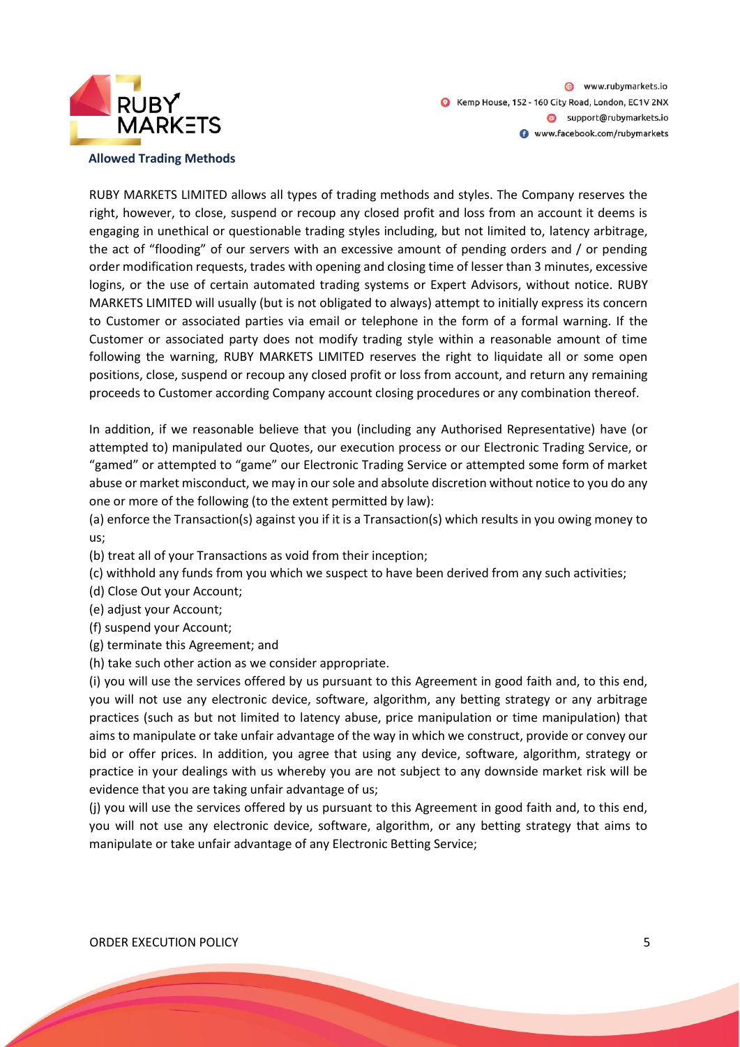## Allowed Trading Methods

RUBY MARKETS LIMITED allows all types of trading methods and styles. The Company reserves the right, however, to close, suspend or recoup any closed profit and loss from an account it deems is engaging in unethical or questionable trading styles including, but not limited to, latency arbitrage, the act of "flooding" of our servers with an excessive amount of pending orders and / or pending order modification requests, trades with opening and closing time of lesser than 3 minutes, excessive logins, or the use of certain automated trading systems or Expert Advisors, without notice. RUBY MARKETS LIMITED will usually (but is not obligated to always) attempt to initially express its concern to Customer or associated parties via email or telephone in the form of a formal warning. If the Customer or associated party does not modify trading style within a reasonable amount of time following the warning, RUBY MARKETS LIMITED reserves the right to liquidate all or some open positions, close, suspend or recoup any closed profit or loss from account, and return any remaining proceeds to Customer according Company account closing procedures or any combination thereof.

In addition, if we reasonable believe that you (including any Authorised Representative) have (or attempted to) manipulated our Quotes, our execution process or our Electronic Trading Service, or "gamed" or attempted to "game" our Electronic Trading Service or attempted some form of market abuse or market misconduct, we may in our sole and absolute discretion without notice to you do any one or more of the following (to the extent permitted by law):

(a) enforce the Transaction(s) against you if it is a Transaction(s) which results in you owing money to us;

(b) treat all of your Transactions as void from their inception;

(c) withhold any funds from you which we suspect to have been derived from any such activities;

(d) Close Out your Account;

(e) adjust your Account;

(f) suspend your Account;

(g) terminate this Agreement; and

(h) take such other action as we consider appropriate.

(i) you will use the services offered by us pursuant to this Agreement in good faith and, to this end, you will not use any electronic device, software, algorithm, any betting strategy or any arbitrage practices (such as but not limited to latency abuse, price manipulation or time manipulation) that aims to manipulate or take unfair advantage of the way in which we construct, provide or convey our bid or offer prices. In addition, you agree that using any device, software, algorithm, strategy or practice in your dealings with us whereby you are not subject to any downside market risk will be evidence that you are taking unfair advantage of us;

(j) you will use the services offered by us pursuant to this Agreement in good faith and, to this end, you will not use any electronic device, software, algorithm, or any betting strategy that aims to manipulate or take unfair advantage of any Electronic Betting Service;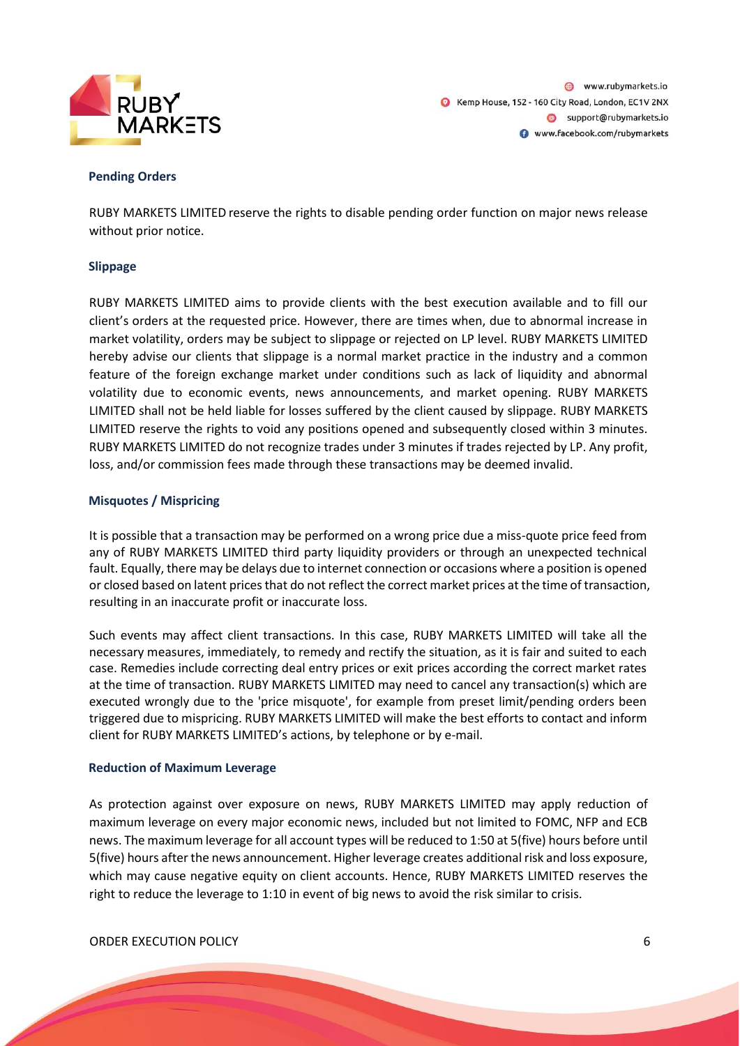## Pending Orders

RUBY MARKETS LIMITED reserve the rights to disable pending order function on major news release without prior notice.

## Slippage

RUBY MARKETS LIMITED aims to provide clients with the best execution available and to fill our client's orders at the requested price. However, there are times when, due to abnormal increase in market volatility, orders may be subject to slippage or rejected on LP level. RUBY MARKETS LIMITED hereby advise our clients that slippage is a normal market practice in the industry and a common feature of the foreign exchange market under conditions such as lack of liquidity and abnormal volatility due to economic events, news announcements, and market opening. RUBY MARKETS LIMITED shall not be held liable for losses suffered by the client caused by slippage. RUBY MARKETS LIMITED reserve the rights to void any positions opened and subsequently closed within 3 minutes. RUBY MARKETS LIMITED do not recognize trades under 3 minutes if trades rejected by LP. Any profit, loss, and/or commission fees made through these transactions may be deemed invalid.

## Misquotes / Mispricing

It is possible that a transaction may be performed on a wrong price due a miss-quote price feed from any of RUBY MARKETS LIMITED third party liquidity providers or through an unexpected technical fault. Equally, there may be delays due to internet connection or occasions where a position is opened or closed based on latent prices that do not reflect the correct market prices at the time of transaction, resulting in an inaccurate profit or inaccurate loss.

Such events may affect client transactions. In this case, RUBY MARKETS LIMITED will take all the necessary measures, immediately, to remedy and rectify the situation, as it is fair and suited to each case. Remedies include correcting deal entry prices or exit prices according the correct market rates at the time of transaction. RUBY MARKETS LIMITED may need to cancel any transaction(s) which are executed wrongly due to the 'price misquote', for example from preset limit/pending orders been triggered due to mispricing. RUBY MARKETS LIMITED will make the best efforts to contact and inform client for RUBY MARKETS LIMITED's actions, by telephone or by e-mail.

## Reduction of Maximum Leverage

As protection against over exposure on news, RUBY MARKETS LIMITED may apply reduction of maximum leverage on every major economic news, included but not limited to FOMC, NFP and ECB news. The maximum leverage for all account types will be reduced to 1:50 at 5(five) hours before until 5(five) hours after the news announcement. Higher leverage creates additional risk and loss exposure, which may cause negative equity on client accounts. Hence, RUBY MARKETS LIMITED reserves the right to reduce the leverage to 1:10 in event of big news to avoid the risk similar to crisis.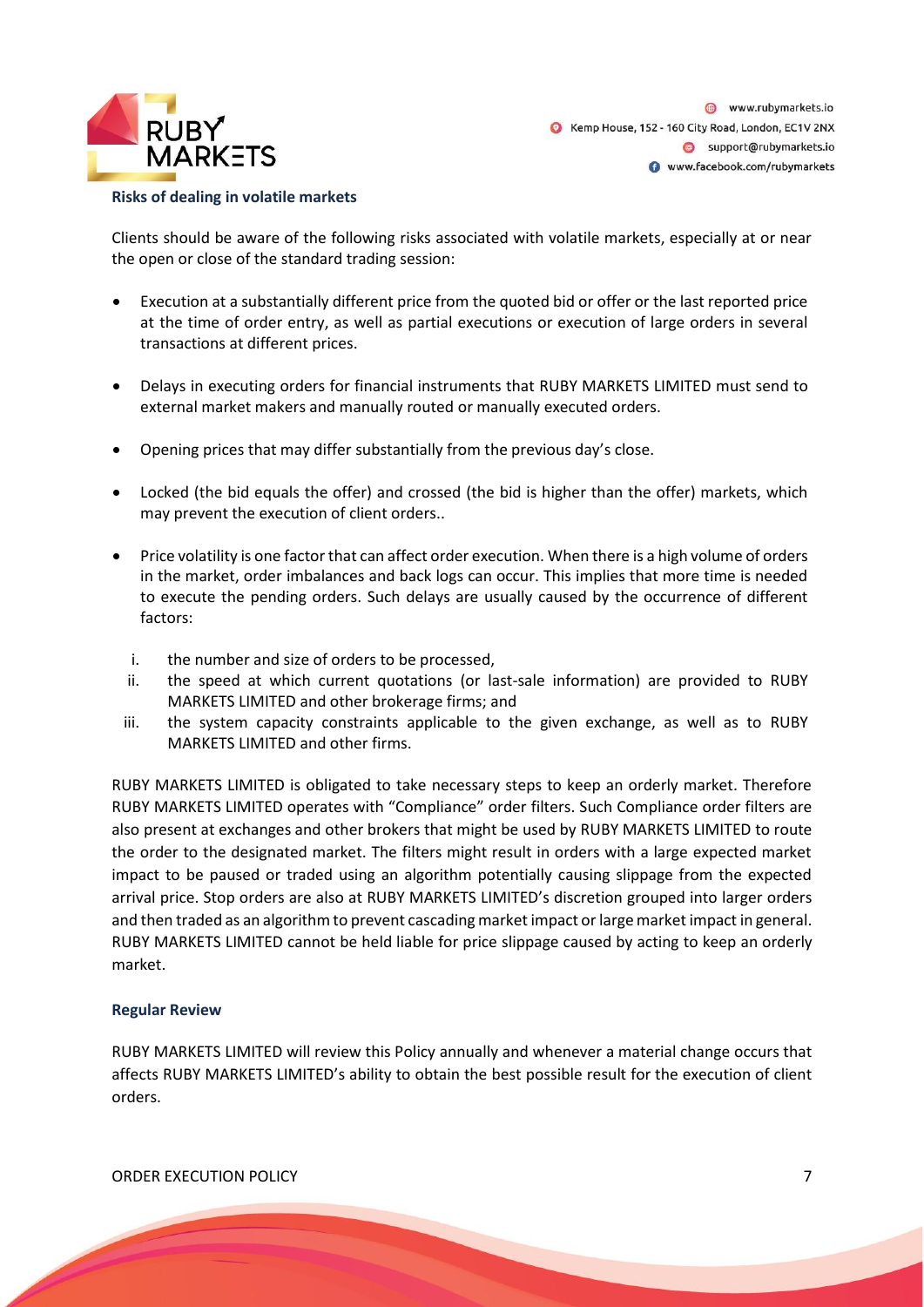## Risks of dealing in volatile markets

Clients should be aware of the following risks associated with volatile markets, especially at or near the open or close of the standard trading session:

- Execution at a substantially different price from the quoted bid or offer or the last reported price at the time of order entry, as well as partial executions or execution of large orders in several transactions at different prices.
- Delays in executing orders for financial instruments that RUBY MARKETS LIMITED must send to external market makers and manually routed or manually executed orders.
- Opening prices that may differ substantially from the previous day's close.
- Locked (the bid equals the offer) and crossed (the bid is higher than the offer) markets, which may prevent the execution of client orders..
- Price volatility is one factor that can affect order execution. When there is a high volume of orders in the market, order imbalances and back logs can occur. This implies that more time is needed to execute the pending orders. Such delays are usually caused by the occurrence of different factors:
  1. the number and size of orders to be processed,
  2. the speed at which current quotations (or last-sale information) are provided to RUBY MARKETS LIMITED and other brokerage firms; and
  3. the system capacity constraints applicable to the given exchange, as well as to RUBY MARKETS LIMITED and other firms.

RUBY MARKETS LIMITED is obligated to take necessary steps to keep an orderly market. Therefore RUBY MARKETS LIMITED operates with "Compliance" order filters. Such Compliance order filters are also present at exchanges and other brokers that might be used by RUBY MARKETS LIMITED to route the order to the designated market. The filters might result in orders with a large expected market impact to be paused or traded using an algorithm potentially causing slippage from the expected arrival price. Stop orders are also at RUBY MARKETS LIMITED's discretion grouped into larger orders and then traded as an algorithm to prevent cascading market impact or large market impact in general. RUBY MARKETS LIMITED cannot be held liable for price slippage caused by acting to keep an orderly market.

## Regular Review

RUBY MARKETS LIMITED will review this Policy annually and whenever a material change occurs that affects RUBY MARKETS LIMITED's ability to obtain the best possible result for the execution of client orders.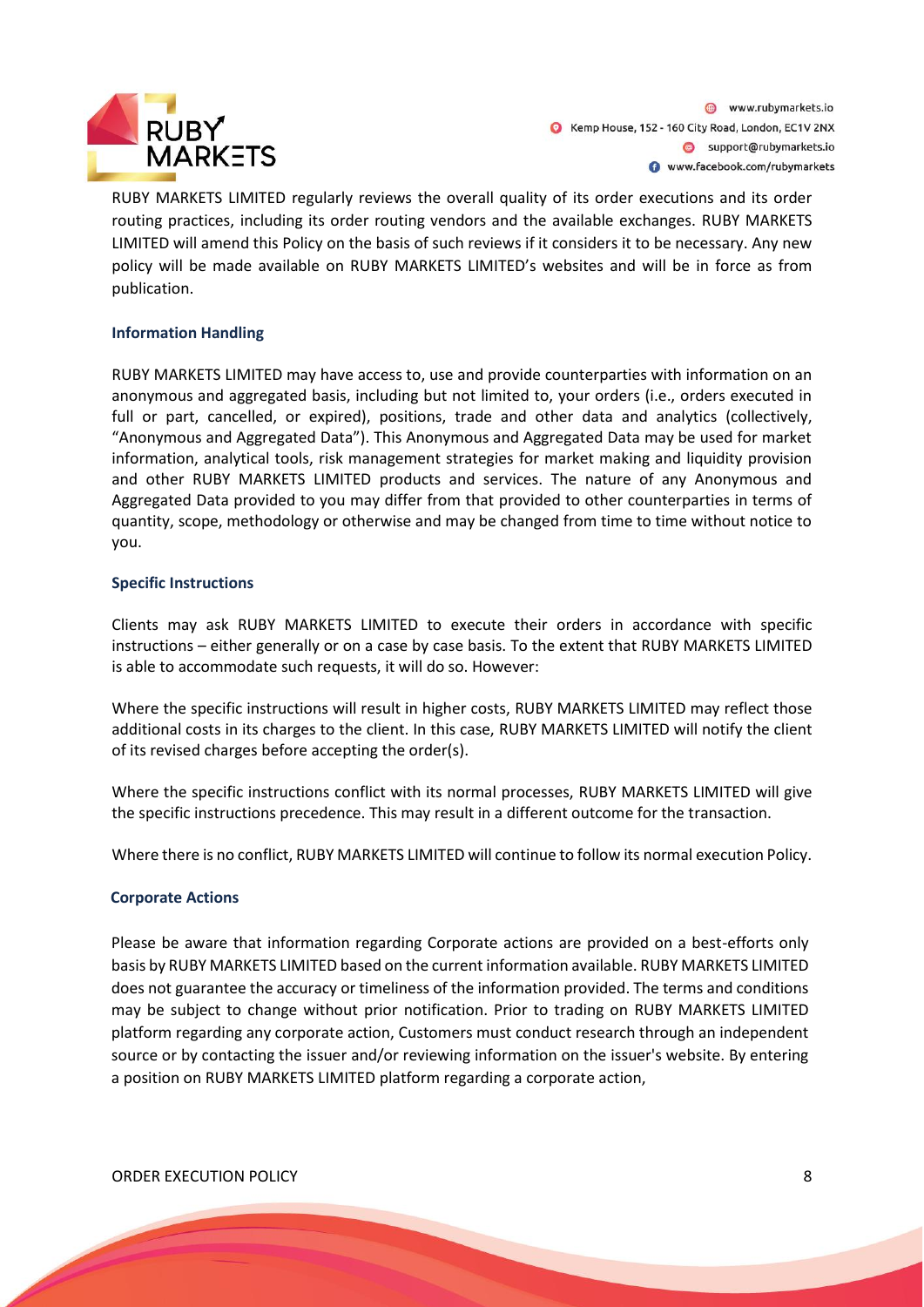RUBY MARKETS LIMITED regularly reviews the overall quality of its order executions and its order routing practices, including its order routing vendors and the available exchanges. RUBY MARKETS LIMITED will amend this Policy on the basis of such reviews if it considers it to be necessary. Any new policy will be made available on RUBY MARKETS LIMITED's websites and will be in force as from publication.

**Information Handling**

RUBY MARKETS LIMITED may have access to, use and provide counterparties with information on an anonymous and aggregated basis, including but not limited to, your orders (i.e., orders executed in full or part, cancelled, or expired), positions, trade and other data and analytics (collectively, "Anonymous and Aggregated Data"). This Anonymous and Aggregated Data may be used for market information, analytical tools, risk management strategies for market making and liquidity provision and other RUBY MARKETS LIMITED products and services. The nature of any Anonymous and Aggregated Data provided to you may differ from that provided to other counterparties in terms of quantity, scope, methodology or otherwise and may be changed from time to time without notice to you.

**Specific Instructions**

Clients may ask RUBY MARKETS LIMITED to execute their orders in accordance with specific instructions – either generally or on a case by case basis. To the extent that RUBY MARKETS LIMITED is able to accommodate such requests, it will do so. However:

Where the specific instructions will result in higher costs, RUBY MARKETS LIMITED may reflect those additional costs in its charges to the client. In this case, RUBY MARKETS LIMITED will notify the client of its revised charges before accepting the order(s).

Where the specific instructions conflict with its normal processes, RUBY MARKETS LIMITED will give the specific instructions precedence. This may result in a different outcome for the transaction.

Where there is no conflict, RUBY MARKETS LIMITED will continue to follow its normal execution Policy.

**Corporate Actions**

Please be aware that information regarding Corporate actions are provided on a best-efforts only basis by RUBY MARKETS LIMITED based on the current information available. RUBY MARKETS LIMITED does not guarantee the accuracy or timeliness of the information provided. The terms and conditions may be subject to change without prior notification. Prior to trading on RUBY MARKETS LIMITED platform regarding any corporate action, Customers must conduct research through an independent source or by contacting the issuer and/or reviewing information on the issuer's website. By entering a position on RUBY MARKETS LIMITED platform regarding a corporate action,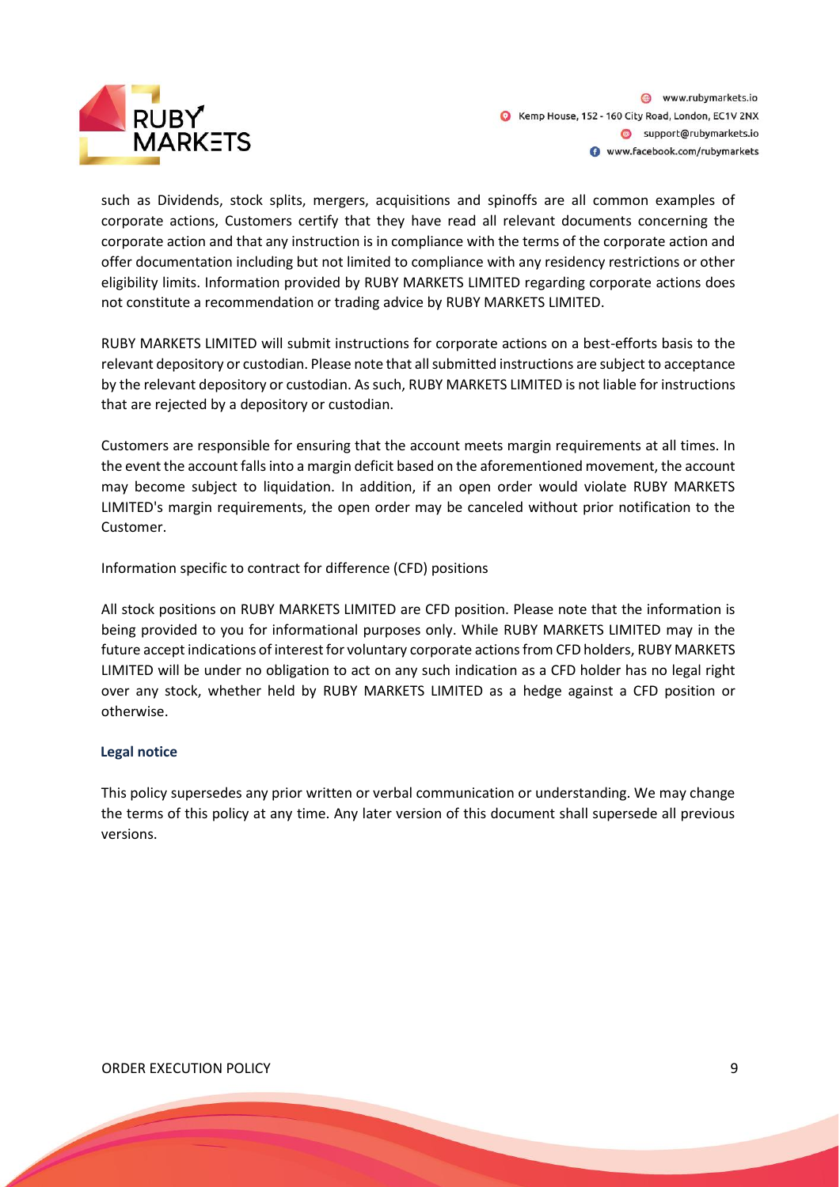such as Dividends, stock splits, mergers, acquisitions and spinoffs are all common examples of corporate actions, Customers certify that they have read all relevant documents concerning the corporate action and that any instruction is in compliance with the terms of the corporate action and offer documentation including but not limited to compliance with any residency restrictions or other eligibility limits. Information provided by RUBY MARKETS LIMITED regarding corporate actions does not constitute a recommendation or trading advice by RUBY MARKETS LIMITED.

RUBY MARKETS LIMITED will submit instructions for corporate actions on a best-efforts basis to the relevant depository or custodian. Please note that all submitted instructions are subject to acceptance by the relevant depository or custodian. As such, RUBY MARKETS LIMITED is not liable for instructions that are rejected by a depository or custodian.

Customers are responsible for ensuring that the account meets margin requirements at all times. In the event the account falls into a margin deficit based on the aforementioned movement, the account may become subject to liquidation. In addition, if an open order would violate RUBY MARKETS LIMITED's margin requirements, the open order may be canceled without prior notification to the Customer.

Information specific to contract for difference (CFD) positions

All stock positions on RUBY MARKETS LIMITED are CFD position. Please note that the information is being provided to you for informational purposes only. While RUBY MARKETS LIMITED may in the future accept indications of interest for voluntary corporate actions from CFD holders, RUBY MARKETS LIMITED will be under no obligation to act on any such indication as a CFD holder has no legal right over any stock, whether held by RUBY MARKETS LIMITED as a hedge against a CFD position or otherwise.

**Legal notice**

This policy supersedes any prior written or verbal communication or understanding. We may change the terms of this policy at any time. Any later version of this document shall supersede all previous versions.